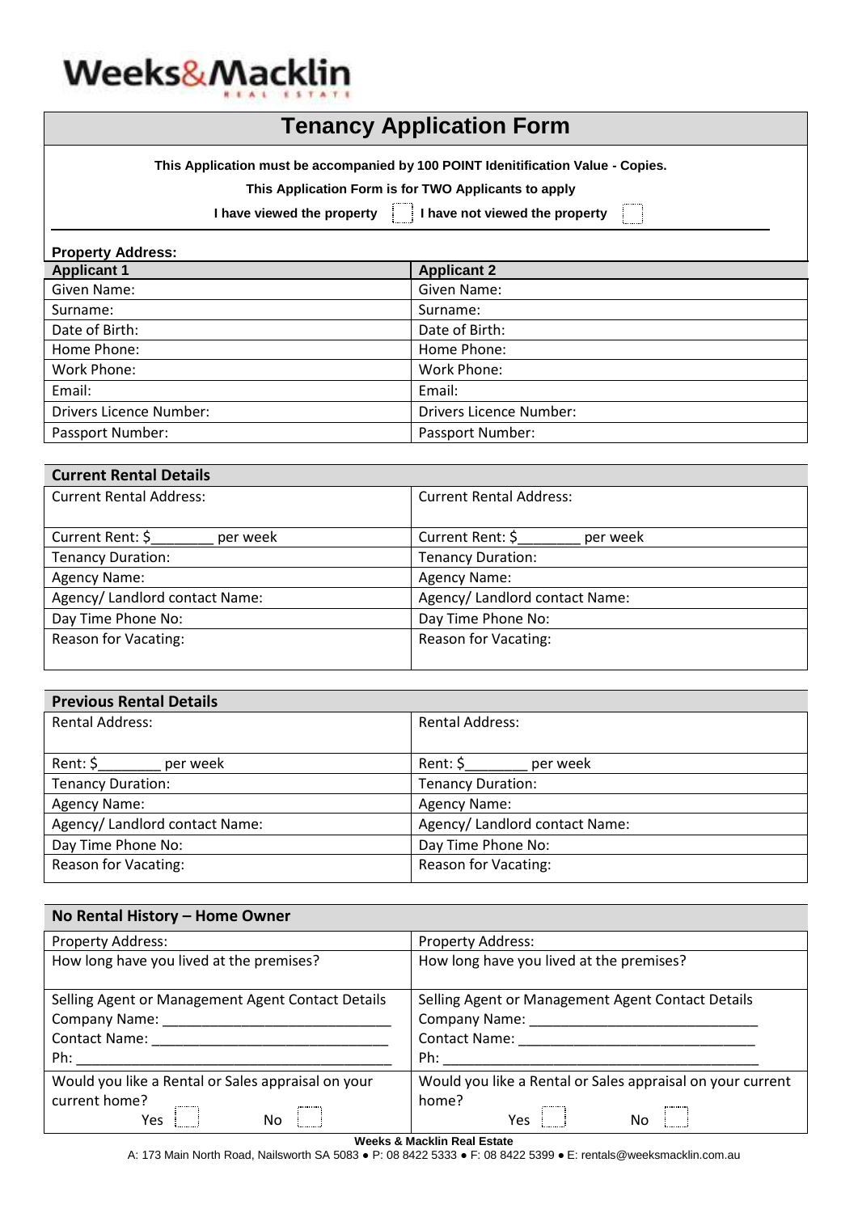Weeks&Macklin
REAL ESTATE

# Tenancy Application Form

**This Application must be accompanied by 100 POINT Idenitification Value - Copies.**

**This Application Form is for TWO Applicants to apply**

**I have viewed the property** ☐ **I have not viewed the property** ☐

**Property Address:**

| **Applicant 1** | **Applicant 2** |
|---|---|
| Given Name: | Given Name: |
| Surname: | Surname: |
| Date of Birth: | Date of Birth: |
| Home Phone: | Home Phone: |
| Work Phone: | Work Phone: |
| Email: | Email: |
| Drivers Licence Number: | Drivers Licence Number: |
| Passport Number: | Passport Number: |

| **Current Rental Details** | |
|---|---|
| Current Rental Address: | Current Rental Address: |
| Current Rent: $________ per week | Current Rent: $________ per week |
| Tenancy Duration: | Tenancy Duration: |
| Agency Name: | Agency Name: |
| Agency/ Landlord contact Name: | Agency/ Landlord contact Name: |
| Day Time Phone No: | Day Time Phone No: |
| Reason for Vacating: | Reason for Vacating: |

| **Previous Rental Details** | |
|---|---|
| Rental Address: | Rental Address: |
| Rent: $________ per week | Rent: $________ per week |
| Tenancy Duration: | Tenancy Duration: |
| Agency Name: | Agency Name: |
| Agency/ Landlord contact Name: | Agency/ Landlord contact Name: |
| Day Time Phone No: | Day Time Phone No: |
| Reason for Vacating: | Reason for Vacating: |

| **No Rental History – Home Owner** | |
|---|---|
| Property Address: | Property Address: |
| How long have you lived at the premises? | How long have you lived at the premises? |
| Selling Agent or Management Agent Contact Details<br>Company Name: ____________________________<br>Contact Name: _____________________________<br>Ph: _________________________________________ | Selling Agent or Management Agent Contact Details<br>Company Name: ____________________________<br>Contact Name: _____________________________<br>Ph: _________________________________________ |
| Would you like a Rental or Sales appraisal on your current home?<br>Yes ☐ No ☐ | Would you like a Rental or Sales appraisal on your current home?<br>Yes ☐ No ☐ |

**Weeks & Macklin Real Estate**

A: 173 Main North Road, Nailsworth SA 5083 ● P: 08 8422 5333 ● F: 08 8422 5399 ● E: rentals@weeksmacklin.com.au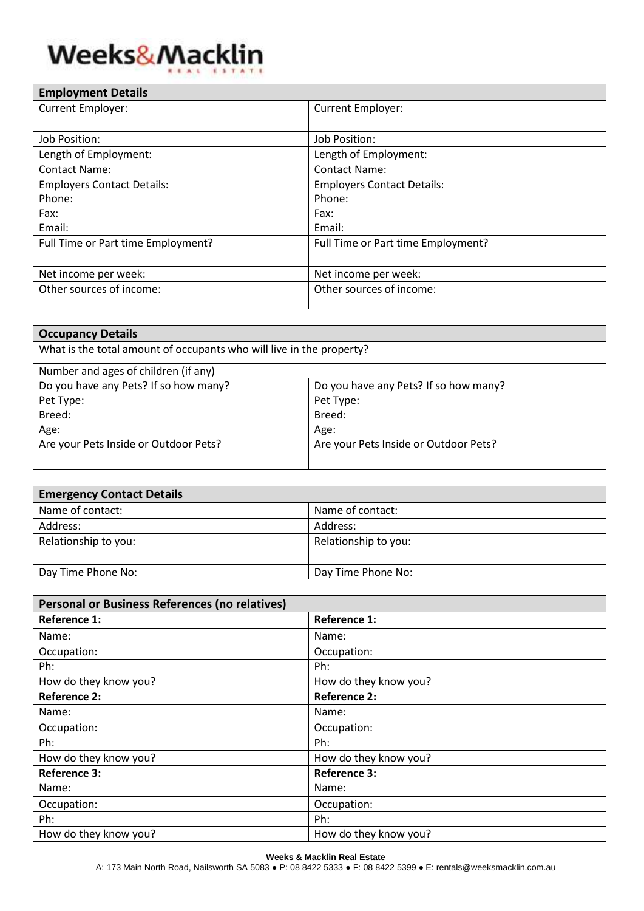Weeks&Macklin REAL ESTATE

| Employment Details | |
|---|---|
| Current Employer: | Current Employer: |
| Job Position: | Job Position: |
| Length of Employment: | Length of Employment: |
| Contact Name: | Contact Name: |
| Employers Contact Details:<br>Phone:<br>Fax:<br>Email: | Employers Contact Details:<br>Phone:<br>Fax:<br>Email: |
| Full Time or Part time Employment? | Full Time or Part time Employment? |
| Net income per week: | Net income per week: |
| Other sources of income: | Other sources of income: |

| Occupancy Details | |
|---|---|
| What is the total amount of occupants who will live in the property? | |
| Number and ages of children (if any) | |
| Do you have any Pets? If so how many?<br>Pet Type:<br>Breed:<br>Age:<br>Are your Pets Inside or Outdoor Pets? | Do you have any Pets? If so how many?<br>Pet Type:<br>Breed:<br>Age:<br>Are your Pets Inside or Outdoor Pets? |

| Emergency Contact Details | |
|---|---|
| Name of contact: | Name of contact: |
| Address: | Address: |
| Relationship to you: | Relationship to you: |
| Day Time Phone No: | Day Time Phone No: |

| Personal or Business References (no relatives) | |
|---|---|
| **Reference 1:** | **Reference 1:** |
| Name: | Name: |
| Occupation: | Occupation: |
| Ph: | Ph: |
| How do they know you? | How do they know you? |
| **Reference 2:** | **Reference 2:** |
| Name: | Name: |
| Occupation: | Occupation: |
| Ph: | Ph: |
| How do they know you? | How do they know you? |
| **Reference 3:** | **Reference 3:** |
| Name: | Name: |
| Occupation: | Occupation: |
| Ph: | Ph: |
| How do they know you? | How do they know you? |

**Weeks & Macklin Real Estate**
A: 173 Main North Road, Nailsworth SA 5083 ● P: 08 8422 5333 ● F: 08 8422 5399 ● E: rentals@weeksmacklin.com.au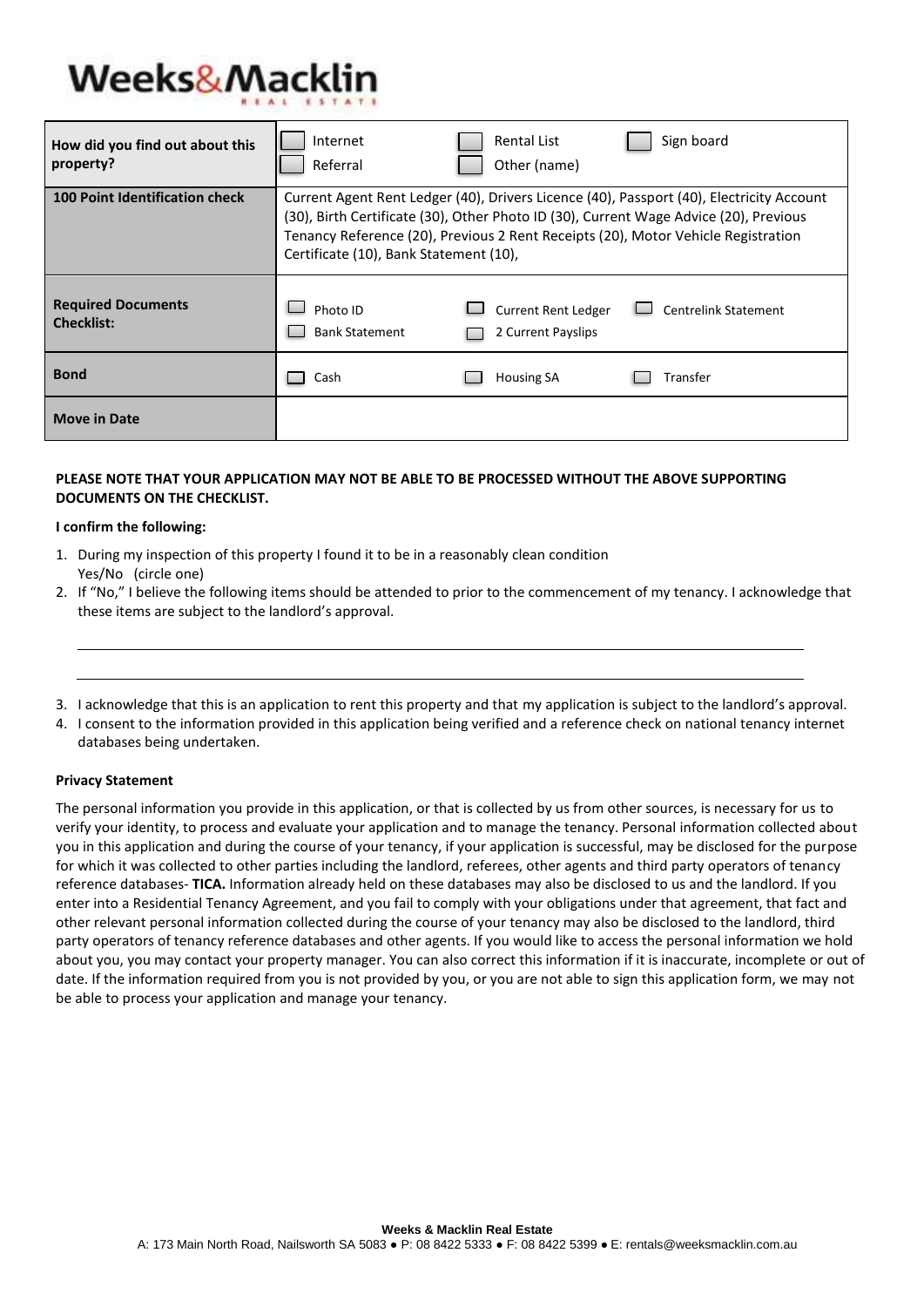# Weeks&Macklin

REAL ESTATE

| | |
|---|---|
| **How did you find out about this property?** | ☐ Internet ☐ Rental List ☐ Sign board ☐ Referral ☐ Other (name) |
| **100 Point Identification check** | Current Agent Rent Ledger (40), Drivers Licence (40), Passport (40), Electricity Account (30), Birth Certificate (30), Other Photo ID (30), Current Wage Advice (20), Previous Tenancy Reference (20), Previous 2 Rent Receipts (20), Motor Vehicle Registration Certificate (10), Bank Statement (10), |
| **Required Documents Checklist:** | ☐ Photo ID ☐ Current Rent Ledger ☐ Centrelink Statement ☐ Bank Statement ☐ 2 Current Payslips |
| **Bond** | ☐ Cash ☐ Housing SA ☐ Transfer |
| **Move in Date** | |

**PLEASE NOTE THAT YOUR APPLICATION MAY NOT BE ABLE TO BE PROCESSED WITHOUT THE ABOVE SUPPORTING DOCUMENTS ON THE CHECKLIST.**

**I confirm the following:**

1. During my inspection of this property I found it to be in a reasonably clean condition
   Yes/No (circle one)
2. If "No," I believe the following items should be attended to prior to the commencement of my tenancy. I acknowledge that these items are subject to the landlord's approval.

   ______________________________________________________________

   ______________________________________________________________

3. I acknowledge that this is an application to rent this property and that my application is subject to the landlord's approval.
4. I consent to the information provided in this application being verified and a reference check on national tenancy internet databases being undertaken.

**Privacy Statement**

The personal information you provide in this application, or that is collected by us from other sources, is necessary for us to verify your identity, to process and evaluate your application and to manage the tenancy. Personal information collected about you in this application and during the course of your tenancy, if your application is successful, may be disclosed for the purpose for which it was collected to other parties including the landlord, referees, other agents and third party operators of tenancy reference databases- **TICA.** Information already held on these databases may also be disclosed to us and the landlord. If you enter into a Residential Tenancy Agreement, and you fail to comply with your obligations under that agreement, that fact and other relevant personal information collected during the course of your tenancy may also be disclosed to the landlord, third party operators of tenancy reference databases and other agents. If you would like to access the personal information we hold about you, you may contact your property manager. You can also correct this information if it is inaccurate, incomplete or out of date. If the information required from you is not provided by you, or you are not able to sign this application form, we may not be able to process your application and manage your tenancy.

**Weeks & Macklin Real Estate**
A: 173 Main North Road, Nailsworth SA 5083 ● P: 08 8422 5333 ● F: 08 8422 5399 ● E: rentals@weeksmacklin.com.au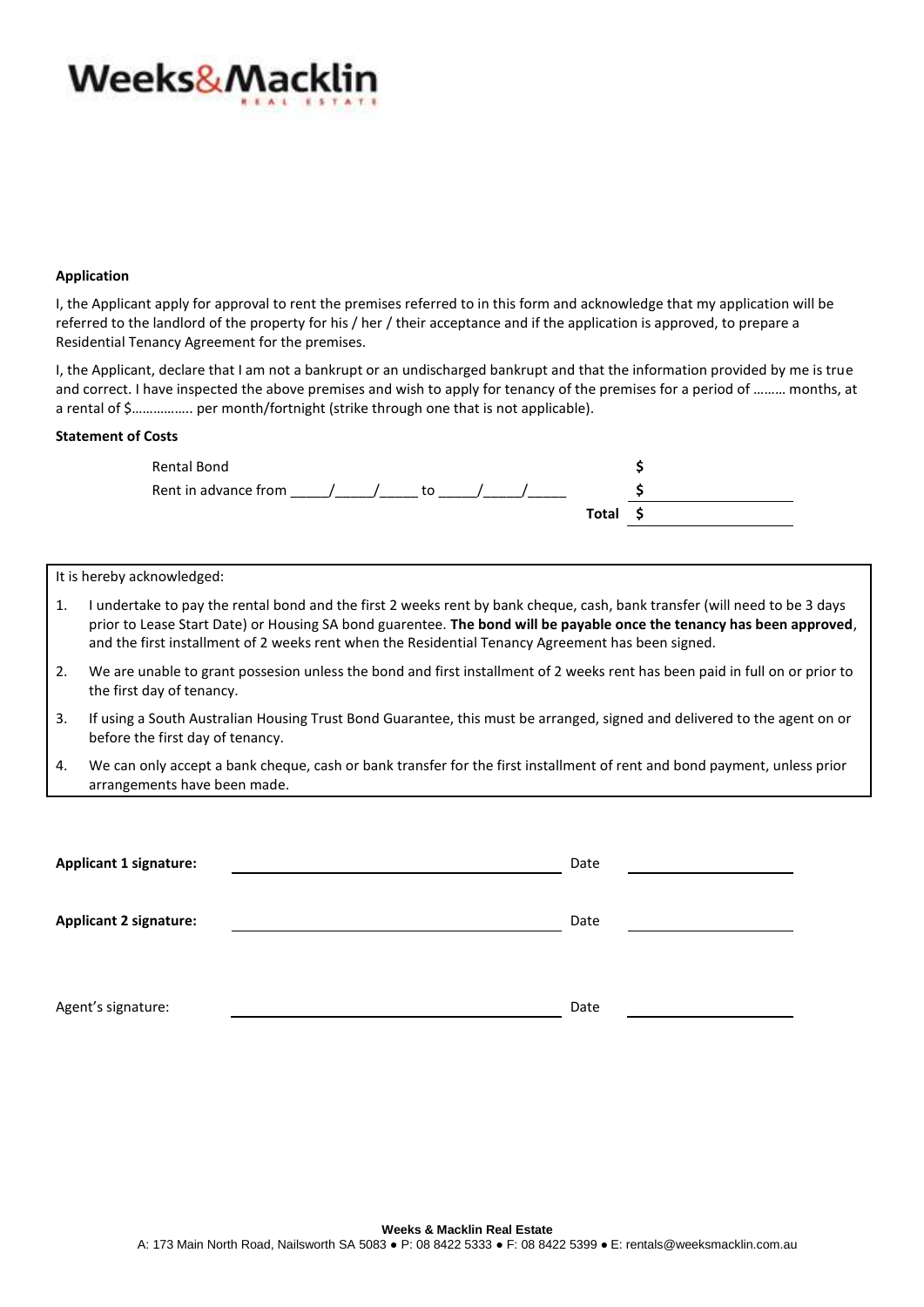# Weeks&Macklin

REAL ESTATE

**Application**

I, the Applicant apply for approval to rent the premises referred to in this form and acknowledge that my application will be referred to the landlord of the property for his / her / their acceptance and if the application is approved, to prepare a Residential Tenancy Agreement for the premises.

I, the Applicant, declare that I am not a bankrupt or an undischarged bankrupt and that the information provided by me is true and correct. I have inspected the above premises and wish to apply for tenancy of the premises for a period of ……… months, at a rental of $…………….. per month/fortnight (strike through one that is not applicable).

**Statement of Costs**

| | | |
|---|---|---|
| Rental Bond | | **$** |
| Rent in advance from _____/_____/_____ to _____/_____/_____ | | **$** ________________ |
| | **Total** | **$** ________________ |

It is hereby acknowledged:

1. I undertake to pay the rental bond and the first 2 weeks rent by bank cheque, cash, bank transfer (will need to be 3 days prior to Lease Start Date) or Housing SA bond guarentee. **The bond will be payable once the tenancy has been approved**, and the first installment of 2 weeks rent when the Residential Tenancy Agreement has been signed.
2. We are unable to grant possesion unless the bond and first installment of 2 weeks rent has been paid in full on or prior to the first day of tenancy.
3. If using a South Australian Housing Trust Bond Guarantee, this must be arranged, signed and delivered to the agent on or before the first day of tenancy.
4. We can only accept a bank cheque, cash or bank transfer for the first installment of rent and bond payment, unless prior arrangements have been made.

**Applicant 1 signature:** ______________________________ Date ________________

**Applicant 2 signature:** ______________________________ Date ________________

Agent's signature: ______________________________ Date ________________

**Weeks & Macklin Real Estate**
A: 173 Main North Road, Nailsworth SA 5083 ● P: 08 8422 5333 ● F: 08 8422 5399 ● E: rentals@weeksmacklin.com.au